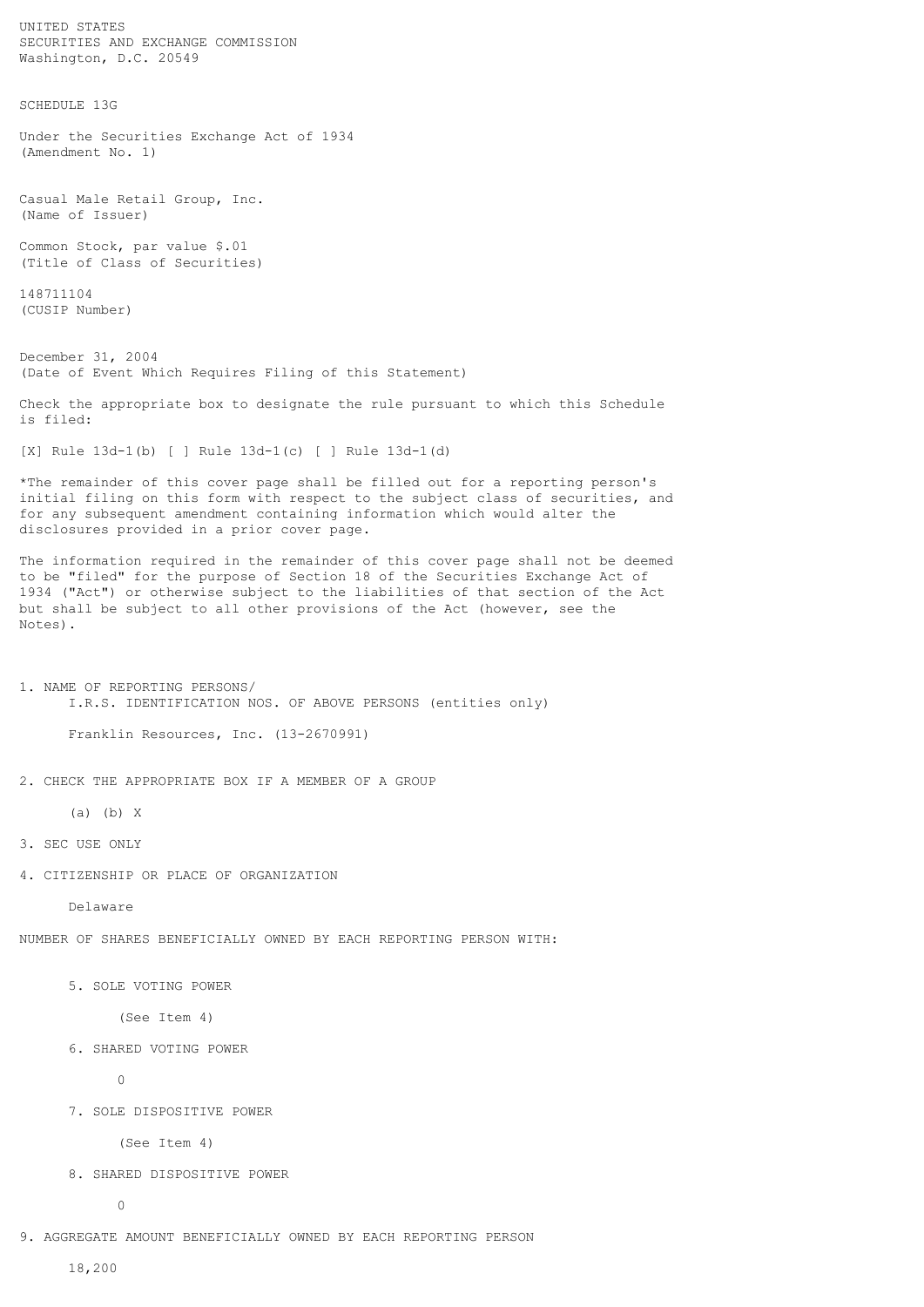UNITED STATES
SECURITIES AND EXCHANGE COMMISSION
Washington, D.C. 20549

SCHEDULE 13G

Under the Securities Exchange Act of 1934
(Amendment No. 1)

Casual Male Retail Group, Inc.
(Name of Issuer)

Common Stock, par value $.01
(Title of Class of Securities)

148711104
(CUSIP Number)

December 31, 2004
(Date of Event Which Requires Filing of this Statement)

Check the appropriate box to designate the rule pursuant to which this Schedule is filed:

[X] Rule 13d-1(b) [ ] Rule 13d-1(c) [ ] Rule 13d-1(d)

*The remainder of this cover page shall be filled out for a reporting person's initial filing on this form with respect to the subject class of securities, and for any subsequent amendment containing information which would alter the disclosures provided in a prior cover page.

The information required in the remainder of this cover page shall not be deemed to be "filed" for the purpose of Section 18 of the Securities Exchange Act of 1934 ("Act") or otherwise subject to the liabilities of that section of the Act but shall be subject to all other provisions of the Act (however, see the Notes).

1. NAME OF REPORTING PERSONS/
   I.R.S. IDENTIFICATION NOS. OF ABOVE PERSONS (entities only)

   Franklin Resources, Inc. (13-2670991)

2. CHECK THE APPROPRIATE BOX IF A MEMBER OF A GROUP

   (a) (b) X

3. SEC USE ONLY

4. CITIZENSHIP OR PLACE OF ORGANIZATION

   Delaware

NUMBER OF SHARES BENEFICIALLY OWNED BY EACH REPORTING PERSON WITH:

5. SOLE VOTING POWER

   (See Item 4)

6. SHARED VOTING POWER

   0

7. SOLE DISPOSITIVE POWER

   (See Item 4)

8. SHARED DISPOSITIVE POWER

   0

9. AGGREGATE AMOUNT BENEFICIALLY OWNED BY EACH REPORTING PERSON

   18,200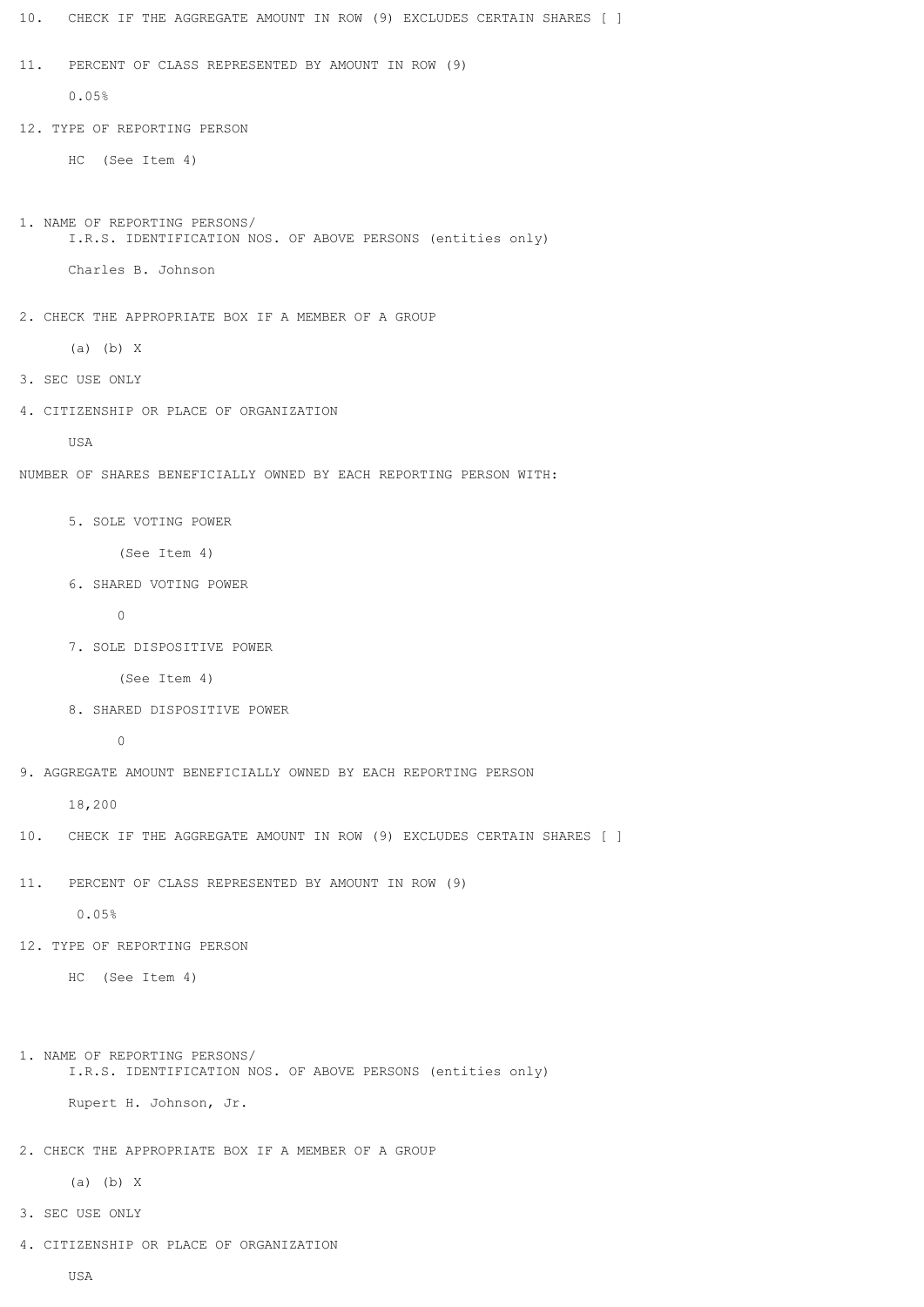10. CHECK IF THE AGGREGATE AMOUNT IN ROW (9) EXCLUDES CERTAIN SHARES [ ]

11. PERCENT OF CLASS REPRESENTED BY AMOUNT IN ROW (9)

0.05%

12. TYPE OF REPORTING PERSON

HC (See Item 4)

1. NAME OF REPORTING PERSONS/
I.R.S. IDENTIFICATION NOS. OF ABOVE PERSONS (entities only)

Charles B. Johnson

2. CHECK THE APPROPRIATE BOX IF A MEMBER OF A GROUP

(a) (b) X

3. SEC USE ONLY

4. CITIZENSHIP OR PLACE OF ORGANIZATION

USA

NUMBER OF SHARES BENEFICIALLY OWNED BY EACH REPORTING PERSON WITH:

5. SOLE VOTING POWER

(See Item 4)

6. SHARED VOTING POWER

0

7. SOLE DISPOSITIVE POWER

(See Item 4)

8. SHARED DISPOSITIVE POWER

0

9. AGGREGATE AMOUNT BENEFICIALLY OWNED BY EACH REPORTING PERSON

18,200

10. CHECK IF THE AGGREGATE AMOUNT IN ROW (9) EXCLUDES CERTAIN SHARES [ ]

11. PERCENT OF CLASS REPRESENTED BY AMOUNT IN ROW (9)

0.05%

12. TYPE OF REPORTING PERSON

HC (See Item 4)

1. NAME OF REPORTING PERSONS/
I.R.S. IDENTIFICATION NOS. OF ABOVE PERSONS (entities only)

Rupert H. Johnson, Jr.

2. CHECK THE APPROPRIATE BOX IF A MEMBER OF A GROUP

(a) (b) X

3. SEC USE ONLY

4. CITIZENSHIP OR PLACE OF ORGANIZATION

USA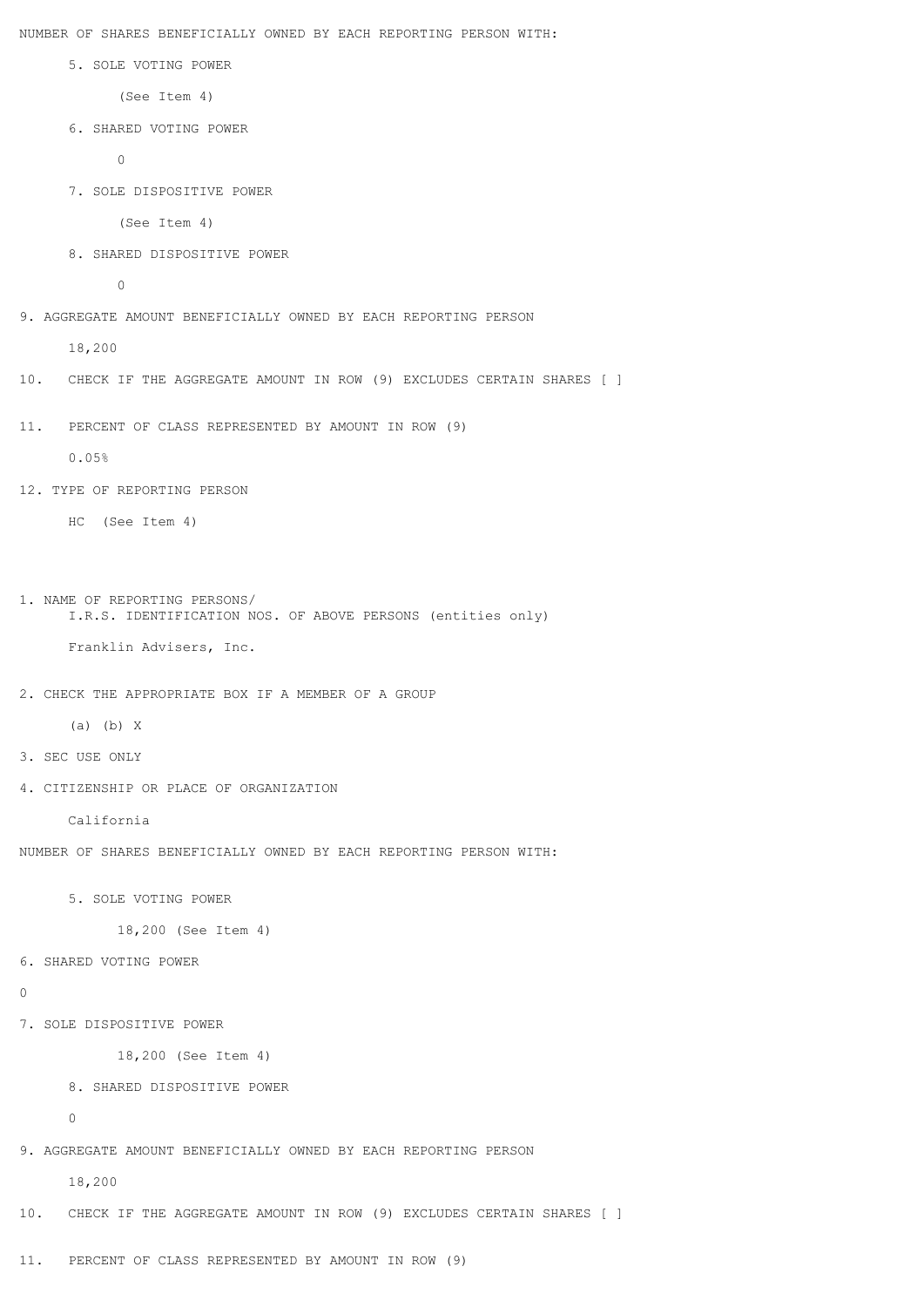NUMBER OF SHARES BENEFICIALLY OWNED BY EACH REPORTING PERSON WITH:

5. SOLE VOTING POWER

(See Item 4)

6. SHARED VOTING POWER

0

7. SOLE DISPOSITIVE POWER

(See Item 4)

8. SHARED DISPOSITIVE POWER

0

9. AGGREGATE AMOUNT BENEFICIALLY OWNED BY EACH REPORTING PERSON

18,200

10. CHECK IF THE AGGREGATE AMOUNT IN ROW (9) EXCLUDES CERTAIN SHARES [ ]

11. PERCENT OF CLASS REPRESENTED BY AMOUNT IN ROW (9)

0.05%

12. TYPE OF REPORTING PERSON

HC (See Item 4)

1. NAME OF REPORTING PERSONS/
I.R.S. IDENTIFICATION NOS. OF ABOVE PERSONS (entities only)

Franklin Advisers, Inc.

2. CHECK THE APPROPRIATE BOX IF A MEMBER OF A GROUP

(a) (b) X

3. SEC USE ONLY

4. CITIZENSHIP OR PLACE OF ORGANIZATION

California

NUMBER OF SHARES BENEFICIALLY OWNED BY EACH REPORTING PERSON WITH:

5. SOLE VOTING POWER

18,200 (See Item 4)

6. SHARED VOTING POWER

0

7. SOLE DISPOSITIVE POWER

18,200 (See Item 4)

8. SHARED DISPOSITIVE POWER

0

9. AGGREGATE AMOUNT BENEFICIALLY OWNED BY EACH REPORTING PERSON

18,200

10. CHECK IF THE AGGREGATE AMOUNT IN ROW (9) EXCLUDES CERTAIN SHARES [ ]

11. PERCENT OF CLASS REPRESENTED BY AMOUNT IN ROW (9)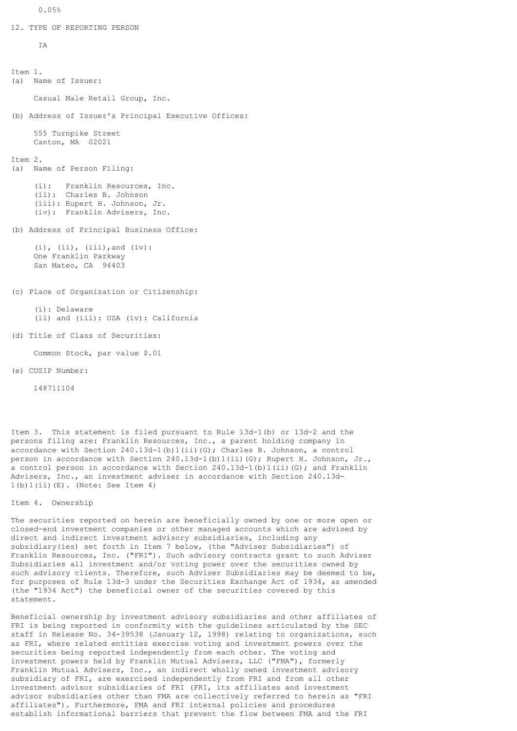0.05%

12. TYPE OF REPORTING PERSON

IA

Item 1.
(a) Name of Issuer:

Casual Male Retail Group, Inc.

(b) Address of Issuer's Principal Executive Offices:

555 Turnpike Street
Canton, MA 02021

Item 2.
(a) Name of Person Filing:

(i): Franklin Resources, Inc.
(ii): Charles B. Johnson
(iii): Rupert H. Johnson, Jr.
(iv): Franklin Advisers, Inc.

(b) Address of Principal Business Office:

(i), (ii), (iii),and (iv):
One Franklin Parkway
San Mateo, CA 94403

(c) Place of Organization or Citizenship:

(i): Delaware
(ii) and (iii): USA (iv): California

(d) Title of Class of Securities:

Common Stock, par value $.01

(e) CUSIP Number:

148711104

Item 3. This statement is filed pursuant to Rule 13d-1(b) or 13d-2 and the persons filing are: Franklin Resources, Inc., a parent holding company in accordance with Section 240.13d-1(b)1(ii)(G); Charles B. Johnson, a control person in accordance with Section 240.13d-1(b)1(ii)(G); Rupert H. Johnson, Jr., a control person in accordance with Section 240.13d-1(b)1(ii)(G); and Franklin Advisers, Inc., an investment adviser in accordance with Section 240.13d-1(b)1(ii)(E). (Note: See Item 4)

Item 4. Ownership

The securities reported on herein are beneficially owned by one or more open or closed-end investment companies or other managed accounts which are advised by direct and indirect investment advisory subsidiaries, including any subsidiary(ies) set forth in Item 7 below, (the "Adviser Subsidiaries") of Franklin Resources, Inc. ("FRI"). Such advisory contracts grant to such Adviser Subsidiaries all investment and/or voting power over the securities owned by such advisory clients. Therefore, such Adviser Subsidiaries may be deemed to be, for purposes of Rule 13d-3 under the Securities Exchange Act of 1934, as amended (the "1934 Act") the beneficial owner of the securities covered by this statement.

Beneficial ownership by investment advisory subsidiaries and other affiliates of FRI is being reported in conformity with the guidelines articulated by the SEC staff in Release No. 34-39538 (January 12, 1998) relating to organizations, such as FRI, where related entities exercise voting and investment powers over the securities being reported independently from each other. The voting and investment powers held by Franklin Mutual Advisers, LLC ("FMA"), formerly Franklin Mutual Advisers, Inc., an indirect wholly owned investment advisory subsidiary of FRI, are exercised independently from FRI and from all other investment advisor subsidiaries of FRI (FRI, its affiliates and investment advisor subsidiaries other than FMA are collectively referred to herein as "FRI affiliates"). Furthermore, FMA and FRI internal policies and procedures establish informational barriers that prevent the flow between FMA and the FRI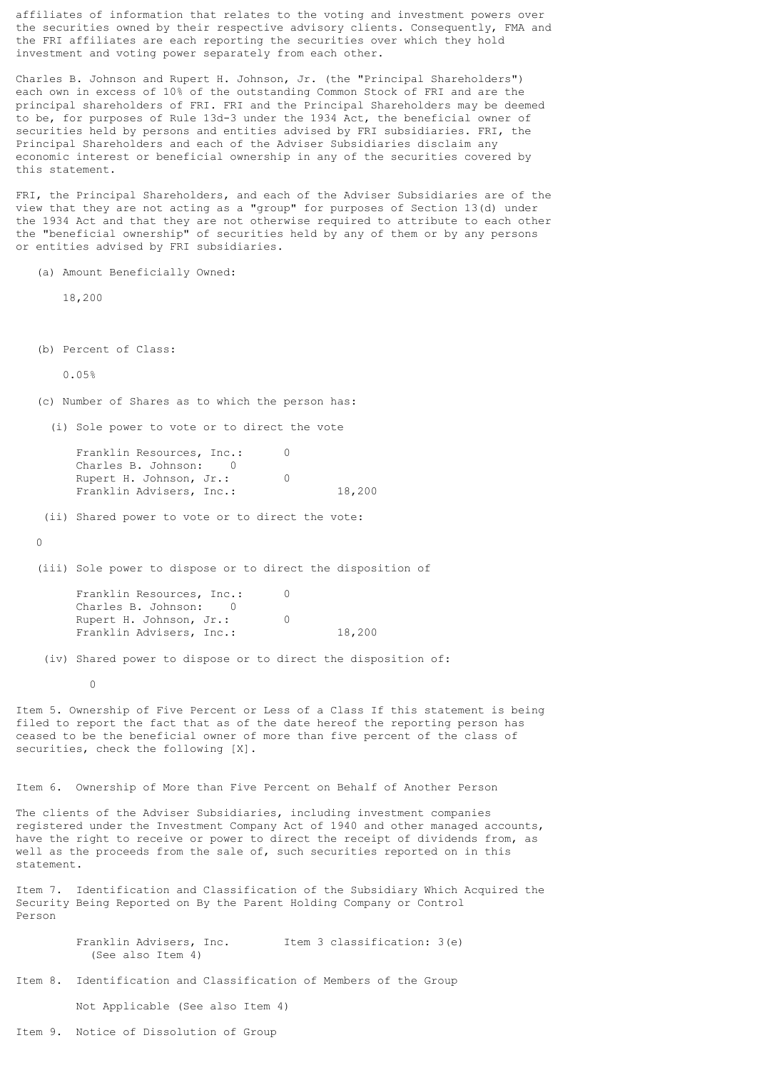affiliates of information that relates to the voting and investment powers over the securities owned by their respective advisory clients. Consequently, FMA and the FRI affiliates are each reporting the securities over which they hold investment and voting power separately from each other.

Charles B. Johnson and Rupert H. Johnson, Jr. (the "Principal Shareholders") each own in excess of 10% of the outstanding Common Stock of FRI and are the principal shareholders of FRI. FRI and the Principal Shareholders may be deemed to be, for purposes of Rule 13d-3 under the 1934 Act, the beneficial owner of securities held by persons and entities advised by FRI subsidiaries. FRI, the Principal Shareholders and each of the Adviser Subsidiaries disclaim any economic interest or beneficial ownership in any of the securities covered by this statement.

FRI, the Principal Shareholders, and each of the Adviser Subsidiaries are of the view that they are not acting as a "group" for purposes of Section 13(d) under the 1934 Act and that they are not otherwise required to attribute to each other the "beneficial ownership" of securities held by any of them or by any persons or entities advised by FRI subsidiaries.

(a) Amount Beneficially Owned:

18,200

(b) Percent of Class:

0.05%

(c) Number of Shares as to which the person has:

(i) Sole power to vote or to direct the vote

| | |
|---|---|
| Franklin Resources, Inc.: | 0 |
| Charles B. Johnson: | 0 |
| Rupert H. Johnson, Jr.: | 0 |
| Franklin Advisers, Inc.: | 18,200 |

(ii) Shared power to vote or to direct the vote:

0

(iii) Sole power to dispose or to direct the disposition of

| | |
|---|---|
| Franklin Resources, Inc.: | 0 |
| Charles B. Johnson: | 0 |
| Rupert H. Johnson, Jr.: | 0 |
| Franklin Advisers, Inc.: | 18,200 |

(iv) Shared power to dispose or to direct the disposition of:

0

Item 5. Ownership of Five Percent or Less of a Class If this statement is being filed to report the fact that as of the date hereof the reporting person has ceased to be the beneficial owner of more than five percent of the class of securities, check the following [X].

Item 6. Ownership of More than Five Percent on Behalf of Another Person

The clients of the Adviser Subsidiaries, including investment companies registered under the Investment Company Act of 1940 and other managed accounts, have the right to receive or power to direct the receipt of dividends from, as well as the proceeds from the sale of, such securities reported on in this statement.

Item 7. Identification and Classification of the Subsidiary Which Acquired the Security Being Reported on By the Parent Holding Company or Control Person

Franklin Advisers, Inc. Item 3 classification: 3(e)
(See also Item 4)

Item 8. Identification and Classification of Members of the Group

Not Applicable (See also Item 4)

Item 9. Notice of Dissolution of Group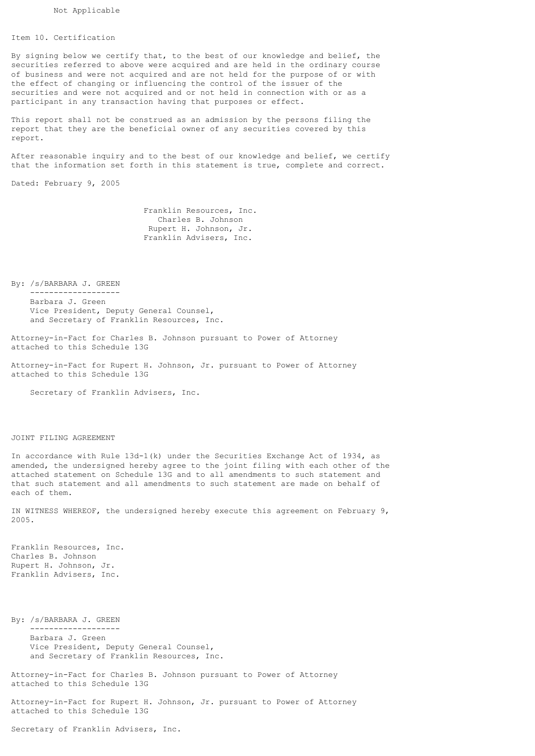Not Applicable

## Item 10. Certification

By signing below we certify that, to the best of our knowledge and belief, the securities referred to above were acquired and are held in the ordinary course of business and were not acquired and are not held for the purpose of or with the effect of changing or influencing the control of the issuer of the securities and were not acquired and or not held in connection with or as a participant in any transaction having that purposes or effect.

This report shall not be construed as an admission by the persons filing the report that they are the beneficial owner of any securities covered by this report.

After reasonable inquiry and to the best of our knowledge and belief, we certify that the information set forth in this statement is true, complete and correct.

Dated: February 9, 2005

Franklin Resources, Inc.
Charles B. Johnson
Rupert H. Johnson, Jr.
Franklin Advisers, Inc.

By: /s/BARBARA J. GREEN

Barbara J. Green
Vice President, Deputy General Counsel, and Secretary of Franklin Resources, Inc.

Attorney-in-Fact for Charles B. Johnson pursuant to Power of Attorney attached to this Schedule 13G

Attorney-in-Fact for Rupert H. Johnson, Jr. pursuant to Power of Attorney attached to this Schedule 13G

Secretary of Franklin Advisers, Inc.

## JOINT FILING AGREEMENT

In accordance with Rule 13d-1(k) under the Securities Exchange Act of 1934, as amended, the undersigned hereby agree to the joint filing with each other of the attached statement on Schedule 13G and to all amendments to such statement and that such statement and all amendments to such statement are made on behalf of each of them.

IN WITNESS WHEREOF, the undersigned hereby execute this agreement on February 9, 2005.

Franklin Resources, Inc.
Charles B. Johnson
Rupert H. Johnson, Jr.
Franklin Advisers, Inc.

By: /s/BARBARA J. GREEN

Barbara J. Green
Vice President, Deputy General Counsel, and Secretary of Franklin Resources, Inc.

Attorney-in-Fact for Charles B. Johnson pursuant to Power of Attorney attached to this Schedule 13G

Attorney-in-Fact for Rupert H. Johnson, Jr. pursuant to Power of Attorney attached to this Schedule 13G

Secretary of Franklin Advisers, Inc.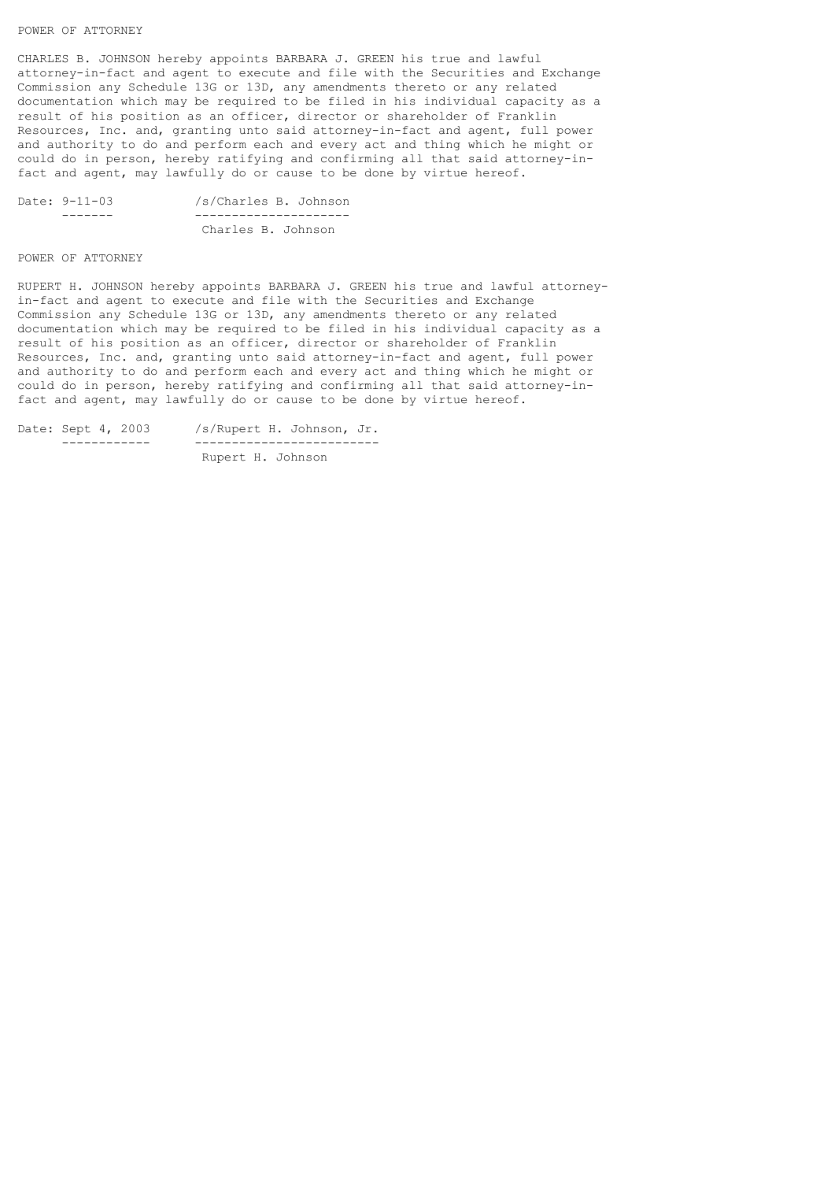POWER OF ATTORNEY

CHARLES B. JOHNSON hereby appoints BARBARA J. GREEN his true and lawful attorney-in-fact and agent to execute and file with the Securities and Exchange Commission any Schedule 13G or 13D, any amendments thereto or any related documentation which may be required to be filed in his individual capacity as a result of his position as an officer, director or shareholder of Franklin Resources, Inc. and, granting unto said attorney-in-fact and agent, full power and authority to do and perform each and every act and thing which he might or could do in person, hereby ratifying and confirming all that said attorney-in-fact and agent, may lawfully do or cause to be done by virtue hereof.

Date: 9-11-03 /s/Charles B. Johnson
Charles B. Johnson

POWER OF ATTORNEY

RUPERT H. JOHNSON hereby appoints BARBARA J. GREEN his true and lawful attorney-in-fact and agent to execute and file with the Securities and Exchange Commission any Schedule 13G or 13D, any amendments thereto or any related documentation which may be required to be filed in his individual capacity as a result of his position as an officer, director or shareholder of Franklin Resources, Inc. and, granting unto said attorney-in-fact and agent, full power and authority to do and perform each and every act and thing which he might or could do in person, hereby ratifying and confirming all that said attorney-in-fact and agent, may lawfully do or cause to be done by virtue hereof.

Date: Sept 4, 2003 /s/Rupert H. Johnson, Jr.
Rupert H. Johnson